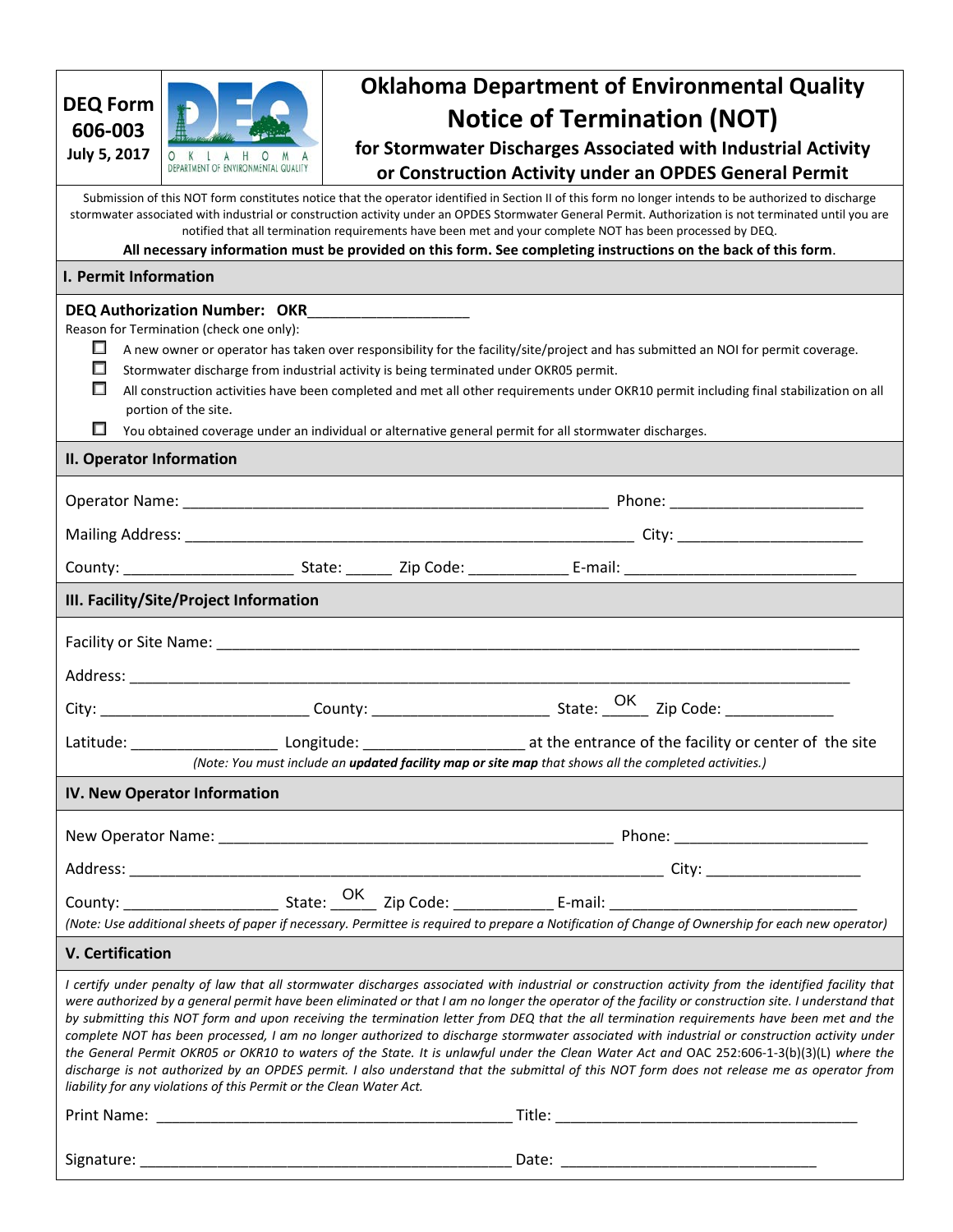**DEQ Form 606-003**
**July 5, 2017**

OKLAHOMA DEPARTMENT OF ENVIRONMENTAL QUALITY

# Oklahoma Department of Environmental Quality

# Notice of Termination (NOT)

## for Stormwater Discharges Associated with Industrial Activity or Construction Activity under an OPDES General Permit

Submission of this NOT form constitutes notice that the operator identified in Section II of this form no longer intends to be authorized to discharge stormwater associated with industrial or construction activity under an OPDES Stormwater General Permit. Authorization is not terminated until you are notified that all termination requirements have been met and your complete NOT has been processed by DEQ.

**All necessary information must be provided on this form. See completing instructions on the back of this form.**

## I. Permit Information

**DEQ Authorization Number: OKR**___________________

Reason for Termination (check one only):

- ☐ A new owner or operator has taken over responsibility for the facility/site/project and has submitted an NOI for permit coverage.
- ☐ Stormwater discharge from industrial activity is being terminated under OKR05 permit.
- ☐ All construction activities have been completed and met all other requirements under OKR10 permit including final stabilization on all portion of the site.
- ☐ You obtained coverage under an individual or alternative general permit for all stormwater discharges.

## II. Operator Information

Operator Name: __________________________________________________ Phone: ______________________

Mailing Address: ____________________________________________________ City: _____________________

County: ___________________ State: _____ Zip Code: ___________ E-mail: ___________________________

## III. Facility/Site/Project Information

Facility or Site Name: ___________________________________________________________________________

Address: ______________________________________________________________________________________

City: _______________________ County: ____________________ State: OK Zip Code: ____________

Latitude: ________________ Longitude: __________________ at the entrance of the facility or center of the site

*(Note: You must include an **updated facility map or site map** that shows all the completed activities.)*

## IV. New Operator Information

New Operator Name: ______________________________________________ Phone: ______________________

Address: ____________________________________________________________ City: __________________

County: _________________ State: OK Zip Code: ___________ E-mail: ______________________________

*(Note: Use additional sheets of paper if necessary. Permittee is required to prepare a Notification of Change of Ownership for each new operator)*

## V. Certification

*I certify under penalty of law that all stormwater discharges associated with industrial or construction activity from the identified facility that were authorized by a general permit have been eliminated or that I am no longer the operator of the facility or construction site. I understand that by submitting this NOT form and upon receiving the termination letter from DEQ that the all termination requirements have been met and the complete NOT has been processed, I am no longer authorized to discharge stormwater associated with industrial or construction activity under the General Permit OKR05 or OKR10 to waters of the State. It is unlawful under the Clean Water Act and OAC 252:606-1-3(b)(3)(L) where the discharge is not authorized by an OPDES permit. I also understand that the submittal of this NOT form does not release me as operator from liability for any violations of this Permit or the Clean Water Act.*

Print Name: ________________________________________ Title: __________________________________

Signature: __________________________________________ Date: _____________________________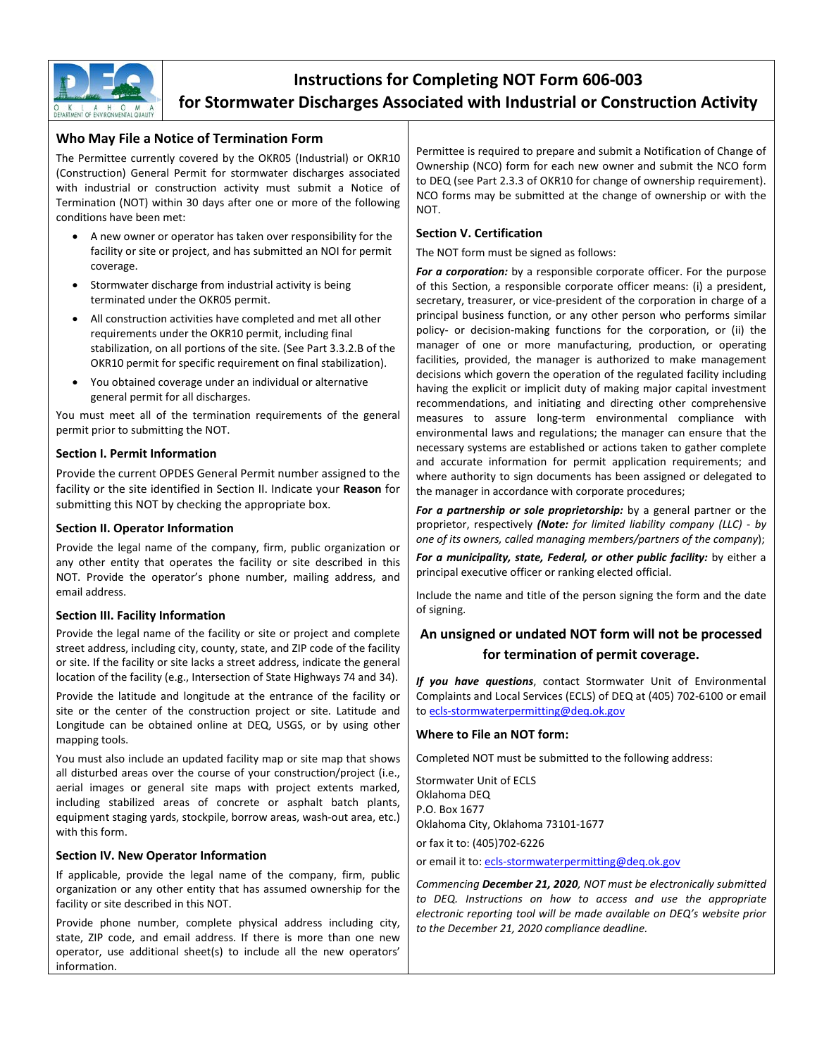# Instructions for Completing NOT Form 606-003 for Stormwater Discharges Associated with Industrial or Construction Activity

## Who May File a Notice of Termination Form

The Permittee currently covered by the OKR05 (Industrial) or OKR10 (Construction) General Permit for stormwater discharges associated with industrial or construction activity must submit a Notice of Termination (NOT) within 30 days after one or more of the following conditions have been met:

- A new owner or operator has taken over responsibility for the facility or site or project, and has submitted an NOI for permit coverage.
- Stormwater discharge from industrial activity is being terminated under the OKR05 permit.
- All construction activities have completed and met all other requirements under the OKR10 permit, including final stabilization, on all portions of the site. (See Part 3.3.2.B of the OKR10 permit for specific requirement on final stabilization).
- You obtained coverage under an individual or alternative general permit for all discharges.

You must meet all of the termination requirements of the general permit prior to submitting the NOT.

### Section I. Permit Information

Provide the current OPDES General Permit number assigned to the facility or the site identified in Section II. Indicate your **Reason** for submitting this NOT by checking the appropriate box.

### Section II. Operator Information

Provide the legal name of the company, firm, public organization or any other entity that operates the facility or site described in this NOT. Provide the operator's phone number, mailing address, and email address.

### Section III. Facility Information

Provide the legal name of the facility or site or project and complete street address, including city, county, state, and ZIP code of the facility or site. If the facility or site lacks a street address, indicate the general location of the facility (e.g., Intersection of State Highways 74 and 34).

Provide the latitude and longitude at the entrance of the facility or site or the center of the construction project or site. Latitude and Longitude can be obtained online at DEQ, USGS, or by using other mapping tools.

You must also include an updated facility map or site map that shows all disturbed areas over the course of your construction/project (i.e., aerial images or general site maps with project extents marked, including stabilized areas of concrete or asphalt batch plants, equipment staging yards, stockpile, borrow areas, wash-out area, etc.) with this form.

### Section IV. New Operator Information

If applicable, provide the legal name of the company, firm, public organization or any other entity that has assumed ownership for the facility or site described in this NOT.

Provide phone number, complete physical address including city, state, ZIP code, and email address. If there is more than one new operator, use additional sheet(s) to include all the new operators' information.

Permittee is required to prepare and submit a Notification of Change of Ownership (NCO) form for each new owner and submit the NCO form to DEQ (see Part 2.3.3 of OKR10 for change of ownership requirement). NCO forms may be submitted at the change of ownership or with the NOT.

### Section V. Certification

The NOT form must be signed as follows:

***For a corporation:*** by a responsible corporate officer. For the purpose of this Section, a responsible corporate officer means: (i) a president, secretary, treasurer, or vice-president of the corporation in charge of a principal business function, or any other person who performs similar policy- or decision-making functions for the corporation, or (ii) the manager of one or more manufacturing, production, or operating facilities, provided, the manager is authorized to make management decisions which govern the operation of the regulated facility including having the explicit or implicit duty of making major capital investment recommendations, and initiating and directing other comprehensive measures to assure long-term environmental compliance with environmental laws and regulations; the manager can ensure that the necessary systems are established or actions taken to gather complete and accurate information for permit application requirements; and where authority to sign documents has been assigned or delegated to the manager in accordance with corporate procedures;

***For a partnership or sole proprietorship:*** by a general partner or the proprietor, respectively ***(Note:*** *for limited liability company (LLC) - by one of its owners, called managing members/partners of the company*);

***For a municipality, state, Federal, or other public facility:*** by either a principal executive officer or ranking elected official.

Include the name and title of the person signing the form and the date of signing.

**An unsigned or undated NOT form will not be processed for termination of permit coverage.**

***If you have questions***, contact Stormwater Unit of Environmental Complaints and Local Services (ECLS) of DEQ at (405) 702-6100 or email to ecls-stormwaterpermitting@deq.ok.gov

### Where to File an NOT form:

Completed NOT must be submitted to the following address:

Stormwater Unit of ECLS
Oklahoma DEQ
P.O. Box 1677
Oklahoma City, Oklahoma 73101-1677

or fax it to: (405)702-6226

or email it to: ecls-stormwaterpermitting@deq.ok.gov

*Commencing **December 21, 2020**, NOT must be electronically submitted to DEQ. Instructions on how to access and use the appropriate electronic reporting tool will be made available on DEQ's website prior to the December 21, 2020 compliance deadline.*